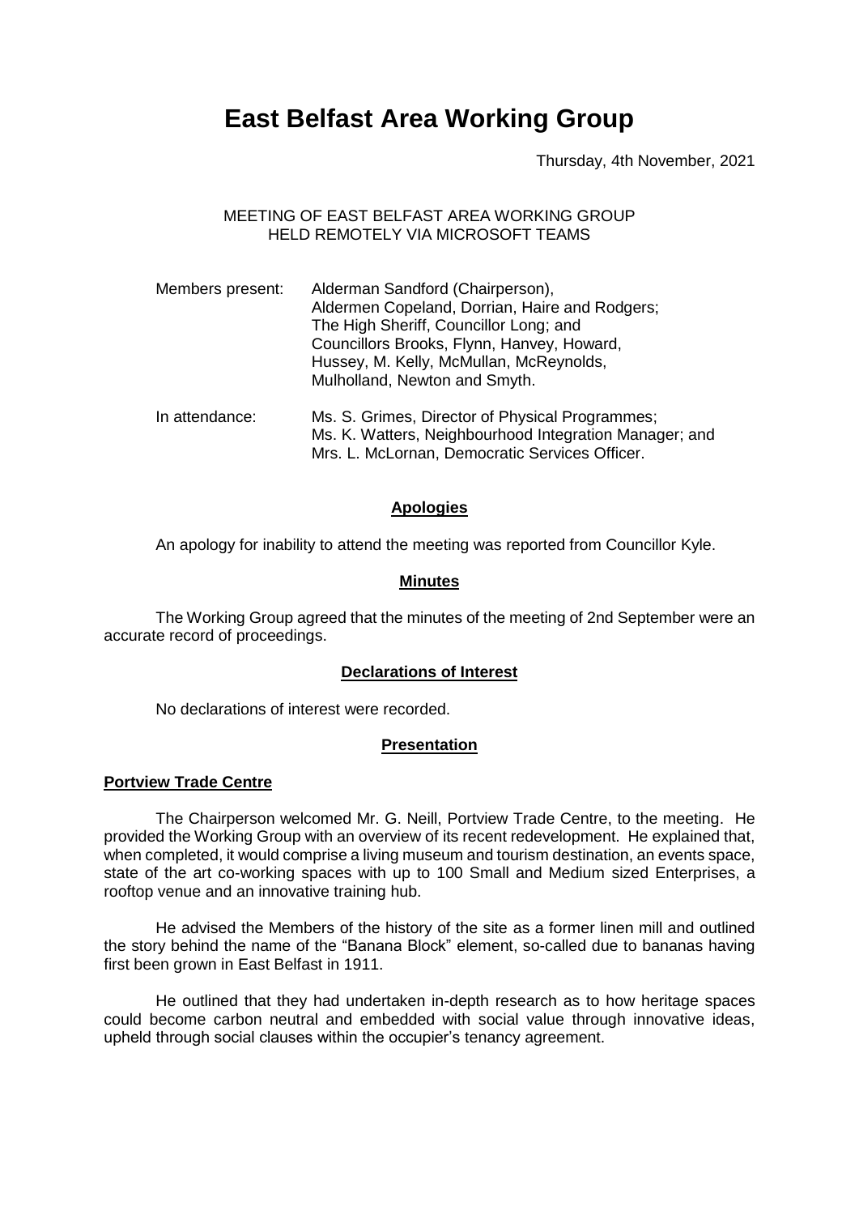# East Belfast Area Working Group

Thursday, 4th November, 2021

MEETING OF EAST BELFAST AREA WORKING GROUP
HELD REMOTELY VIA MICROSOFT TEAMS

| | |
|---|---|
| Members present: | Alderman Sandford (Chairperson), Aldermen Copeland, Dorrian, Haire and Rodgers; The High Sheriff, Councillor Long; and Councillors Brooks, Flynn, Hanvey, Howard, Hussey, M. Kelly, McMullan, McReynolds, Mulholland, Newton and Smyth. |
| In attendance: | Ms. S. Grimes, Director of Physical Programmes; Ms. K. Watters, Neighbourhood Integration Manager; and Mrs. L. McLornan, Democratic Services Officer. |

## Apologies

An apology for inability to attend the meeting was reported from Councillor Kyle.

## Minutes

The Working Group agreed that the minutes of the meeting of 2nd September were an accurate record of proceedings.

## Declarations of Interest

No declarations of interest were recorded.

## Presentation

### Portview Trade Centre

The Chairperson welcomed Mr. G. Neill, Portview Trade Centre, to the meeting. He provided the Working Group with an overview of its recent redevelopment. He explained that, when completed, it would comprise a living museum and tourism destination, an events space, state of the art co-working spaces with up to 100 Small and Medium sized Enterprises, a rooftop venue and an innovative training hub.

He advised the Members of the history of the site as a former linen mill and outlined the story behind the name of the "Banana Block" element, so-called due to bananas having first been grown in East Belfast in 1911.

He outlined that they had undertaken in-depth research as to how heritage spaces could become carbon neutral and embedded with social value through innovative ideas, upheld through social clauses within the occupier's tenancy agreement.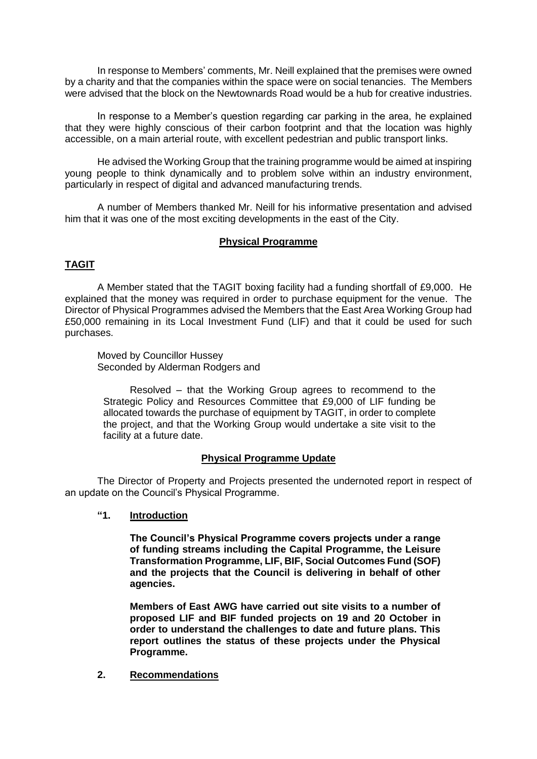In response to Members' comments, Mr. Neill explained that the premises were owned by a charity and that the companies within the space were on social tenancies. The Members were advised that the block on the Newtownards Road would be a hub for creative industries.

In response to a Member's question regarding car parking in the area, he explained that they were highly conscious of their carbon footprint and that the location was highly accessible, on a main arterial route, with excellent pedestrian and public transport links.

He advised the Working Group that the training programme would be aimed at inspiring young people to think dynamically and to problem solve within an industry environment, particularly in respect of digital and advanced manufacturing trends.

A number of Members thanked Mr. Neill for his informative presentation and advised him that it was one of the most exciting developments in the east of the City.

## Physical Programme

### TAGIT

A Member stated that the TAGIT boxing facility had a funding shortfall of £9,000. He explained that the money was required in order to purchase equipment for the venue. The Director of Physical Programmes advised the Members that the East Area Working Group had £50,000 remaining in its Local Investment Fund (LIF) and that it could be used for such purchases.

Moved by Councillor Hussey
Seconded by Alderman Rodgers and

> Resolved – that the Working Group agrees to recommend to the Strategic Policy and Resources Committee that £9,000 of LIF funding be allocated towards the purchase of equipment by TAGIT, in order to complete the project, and that the Working Group would undertake a site visit to the facility at a future date.

### Physical Programme Update

The Director of Property and Projects presented the undernoted report in respect of an update on the Council's Physical Programme.

**"1. Introduction**

**The Council's Physical Programme covers projects under a range of funding streams including the Capital Programme, the Leisure Transformation Programme, LIF, BIF, Social Outcomes Fund (SOF) and the projects that the Council is delivering in behalf of other agencies.**

**Members of East AWG have carried out site visits to a number of proposed LIF and BIF funded projects on 19 and 20 October in order to understand the challenges to date and future plans. This report outlines the status of these projects under the Physical Programme.**

**2. Recommendations**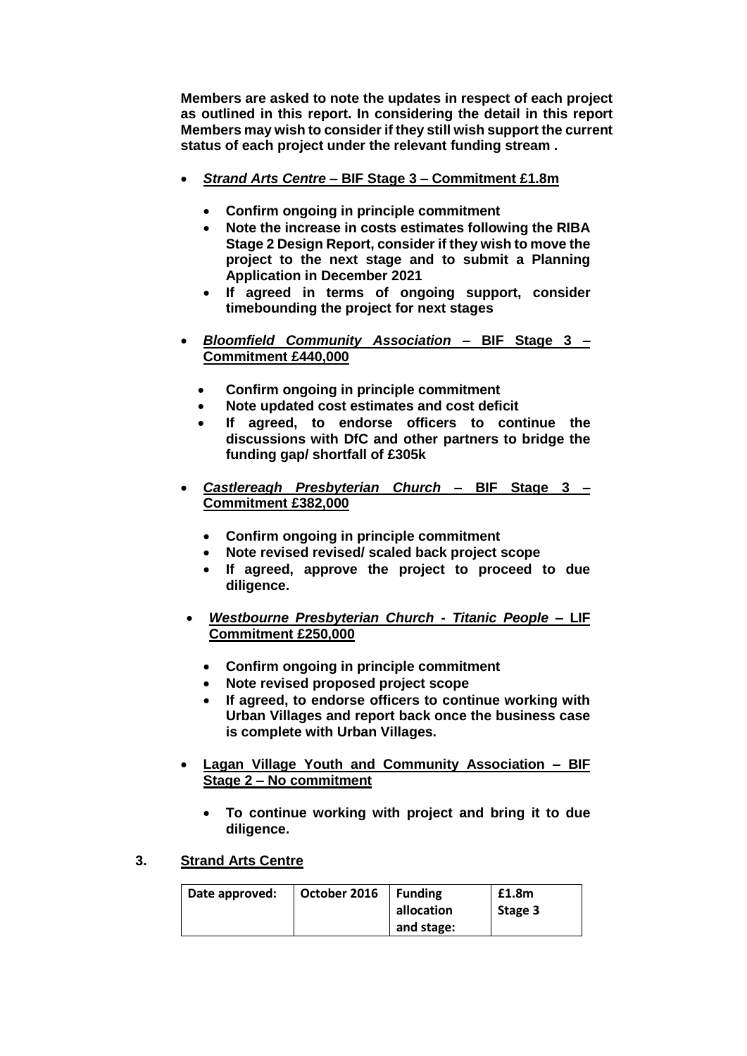**Members are asked to note the updates in respect of each project as outlined in this report. In considering the detail in this report Members may wish to consider if they still wish support the current status of each project under the relevant funding stream .**

- ***Strand Arts Centre* – BIF Stage 3 – Commitment £1.8m**
  - **Confirm ongoing in principle commitment**
  - **Note the increase in costs estimates following the RIBA Stage 2 Design Report, consider if they wish to move the project to the next stage and to submit a Planning Application in December 2021**
  - **If agreed in terms of ongoing support, consider timebounding the project for next stages**
- ***Bloomfield Community Association* – BIF Stage 3 – Commitment £440,000**
  - **Confirm ongoing in principle commitment**
  - **Note updated cost estimates and cost deficit**
  - **If agreed, to endorse officers to continue the discussions with DfC and other partners to bridge the funding gap/ shortfall of £305k**
- ***Castlereagh Presbyterian Church* – BIF Stage 3 – Commitment £382,000**
  - **Confirm ongoing in principle commitment**
  - **Note revised revised/ scaled back project scope**
  - **If agreed, approve the project to proceed to due diligence.**
- ***Westbourne Presbyterian Church - Titanic People* – LIF Commitment £250,000**
  - **Confirm ongoing in principle commitment**
  - **Note revised proposed project scope**
  - **If agreed, to endorse officers to continue working with Urban Villages and report back once the business case is complete with Urban Villages.**
- **Lagan Village Youth and Community Association – BIF Stage 2 – No commitment**
  - **To continue working with project and bring it to due diligence.**

## 3. Strand Arts Centre

| Date approved: | October 2016 | Funding allocation and stage: | £1.8m Stage 3 |
|---|---|---|---|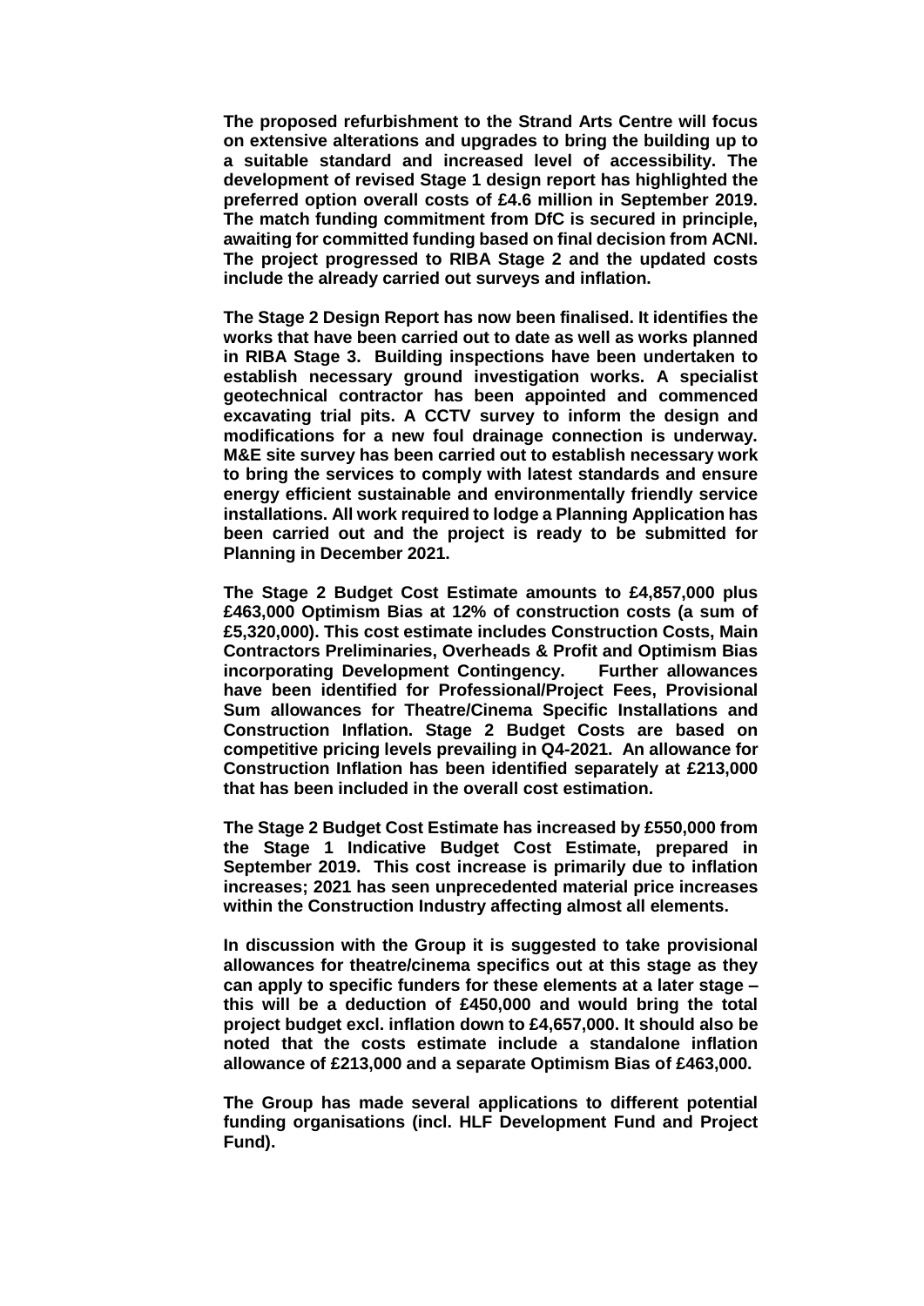**The proposed refurbishment to the Strand Arts Centre will focus on extensive alterations and upgrades to bring the building up to a suitable standard and increased level of accessibility. The development of revised Stage 1 design report has highlighted the preferred option overall costs of £4.6 million in September 2019. The match funding commitment from DfC is secured in principle, awaiting for committed funding based on final decision from ACNI. The project progressed to RIBA Stage 2 and the updated costs include the already carried out surveys and inflation.**

**The Stage 2 Design Report has now been finalised. It identifies the works that have been carried out to date as well as works planned in RIBA Stage 3. Building inspections have been undertaken to establish necessary ground investigation works. A specialist geotechnical contractor has been appointed and commenced excavating trial pits. A CCTV survey to inform the design and modifications for a new foul drainage connection is underway. M&E site survey has been carried out to establish necessary work to bring the services to comply with latest standards and ensure energy efficient sustainable and environmentally friendly service installations. All work required to lodge a Planning Application has been carried out and the project is ready to be submitted for Planning in December 2021.**

**The Stage 2 Budget Cost Estimate amounts to £4,857,000 plus £463,000 Optimism Bias at 12% of construction costs (a sum of £5,320,000). This cost estimate includes Construction Costs, Main Contractors Preliminaries, Overheads & Profit and Optimism Bias incorporating Development Contingency. Further allowances have been identified for Professional/Project Fees, Provisional Sum allowances for Theatre/Cinema Specific Installations and Construction Inflation. Stage 2 Budget Costs are based on competitive pricing levels prevailing in Q4-2021. An allowance for Construction Inflation has been identified separately at £213,000 that has been included in the overall cost estimation.**

**The Stage 2 Budget Cost Estimate has increased by £550,000 from the Stage 1 Indicative Budget Cost Estimate, prepared in September 2019. This cost increase is primarily due to inflation increases; 2021 has seen unprecedented material price increases within the Construction Industry affecting almost all elements.**

**In discussion with the Group it is suggested to take provisional allowances for theatre/cinema specifics out at this stage as they can apply to specific funders for these elements at a later stage – this will be a deduction of £450,000 and would bring the total project budget excl. inflation down to £4,657,000. It should also be noted that the costs estimate include a standalone inflation allowance of £213,000 and a separate Optimism Bias of £463,000.**

**The Group has made several applications to different potential funding organisations (incl. HLF Development Fund and Project Fund).**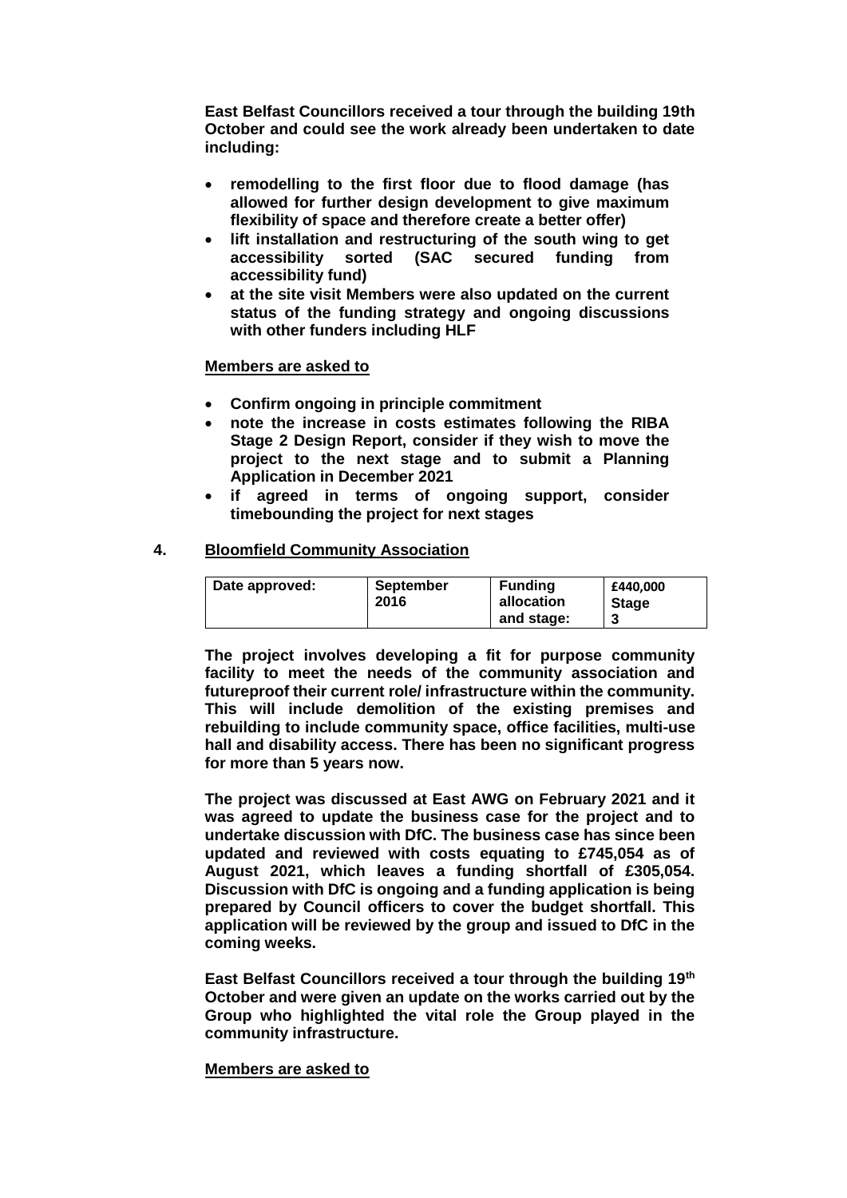**East Belfast Councillors received a tour through the building 19th October and could see the work already been undertaken to date including:**

- **remodelling to the first floor due to flood damage (has allowed for further design development to give maximum flexibility of space and therefore create a better offer)**
- **lift installation and restructuring of the south wing to get accessibility sorted (SAC secured funding from accessibility fund)**
- **at the site visit Members were also updated on the current status of the funding strategy and ongoing discussions with other funders including HLF**

**<u>Members are asked to</u>**

- **Confirm ongoing in principle commitment**
- **note the increase in costs estimates following the RIBA Stage 2 Design Report, consider if they wish to move the project to the next stage and to submit a Planning Application in December 2021**
- **if agreed in terms of ongoing support, consider timebounding the project for next stages**

## 4. <u>Bloomfield Community Association</u>

| **Date approved:** | **September 2016** | **Funding allocation and stage:** | **£440,000 Stage 3** |
|---|---|---|---|

**The project involves developing a fit for purpose community facility to meet the needs of the community association and futureproof their current role/ infrastructure within the community. This will include demolition of the existing premises and rebuilding to include community space, office facilities, multi-use hall and disability access. There has been no significant progress for more than 5 years now.**

**The project was discussed at East AWG on February 2021 and it was agreed to update the business case for the project and to undertake discussion with DfC. The business case has since been updated and reviewed with costs equating to £745,054 as of August 2021, which leaves a funding shortfall of £305,054. Discussion with DfC is ongoing and a funding application is being prepared by Council officers to cover the budget shortfall. This application will be reviewed by the group and issued to DfC in the coming weeks.**

**East Belfast Councillors received a tour through the building 19th October and were given an update on the works carried out by the Group who highlighted the vital role the Group played in the community infrastructure.**

**<u>Members are asked to</u>**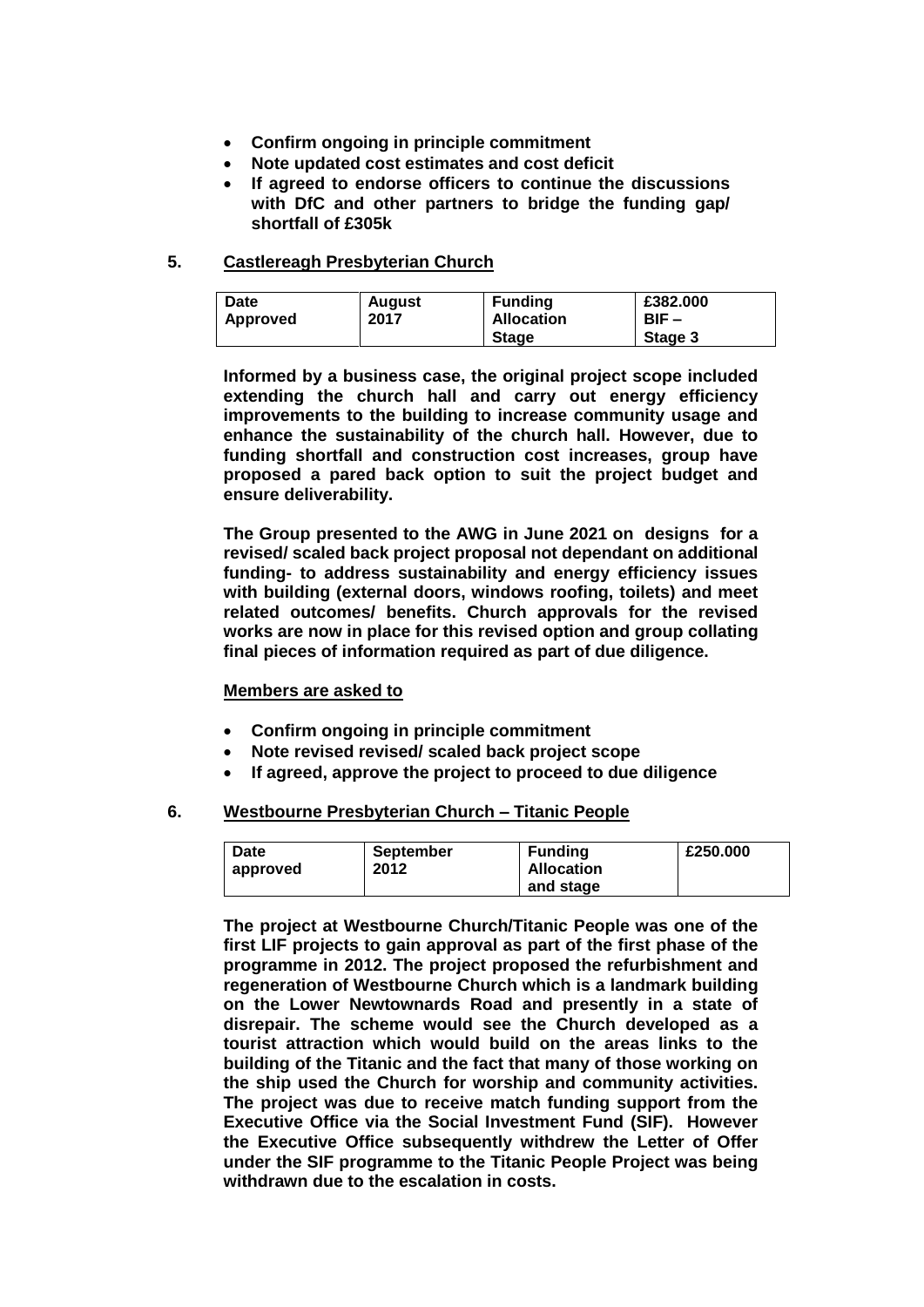- **Confirm ongoing in principle commitment**
- **Note updated cost estimates and cost deficit**
- **If agreed to endorse officers to continue the discussions with DfC and other partners to bridge the funding gap/ shortfall of £305k**

**5. Castlereagh Presbyterian Church**

| Date Approved | August 2017 | Funding Allocation Stage | £382.000 BIF – Stage 3 |
|---|---|---|---|

**Informed by a business case, the original project scope included extending the church hall and carry out energy efficiency improvements to the building to increase community usage and enhance the sustainability of the church hall. However, due to funding shortfall and construction cost increases, group have proposed a pared back option to suit the project budget and ensure deliverability.**

**The Group presented to the AWG in June 2021 on designs for a revised/ scaled back project proposal not dependant on additional funding- to address sustainability and energy efficiency issues with building (external doors, windows roofing, toilets) and meet related outcomes/ benefits. Church approvals for the revised works are now in place for this revised option and group collating final pieces of information required as part of due diligence.**

**Members are asked to**

- **Confirm ongoing in principle commitment**
- **Note revised revised/ scaled back project scope**
- **If agreed, approve the project to proceed to due diligence**

**6. Westbourne Presbyterian Church – Titanic People**

| Date approved | September 2012 | Funding Allocation and stage | £250.000 |
|---|---|---|---|

**The project at Westbourne Church/Titanic People was one of the first LIF projects to gain approval as part of the first phase of the programme in 2012. The project proposed the refurbishment and regeneration of Westbourne Church which is a landmark building on the Lower Newtownards Road and presently in a state of disrepair. The scheme would see the Church developed as a tourist attraction which would build on the areas links to the building of the Titanic and the fact that many of those working on the ship used the Church for worship and community activities. The project was due to receive match funding support from the Executive Office via the Social Investment Fund (SIF). However the Executive Office subsequently withdrew the Letter of Offer under the SIF programme to the Titanic People Project was being withdrawn due to the escalation in costs.**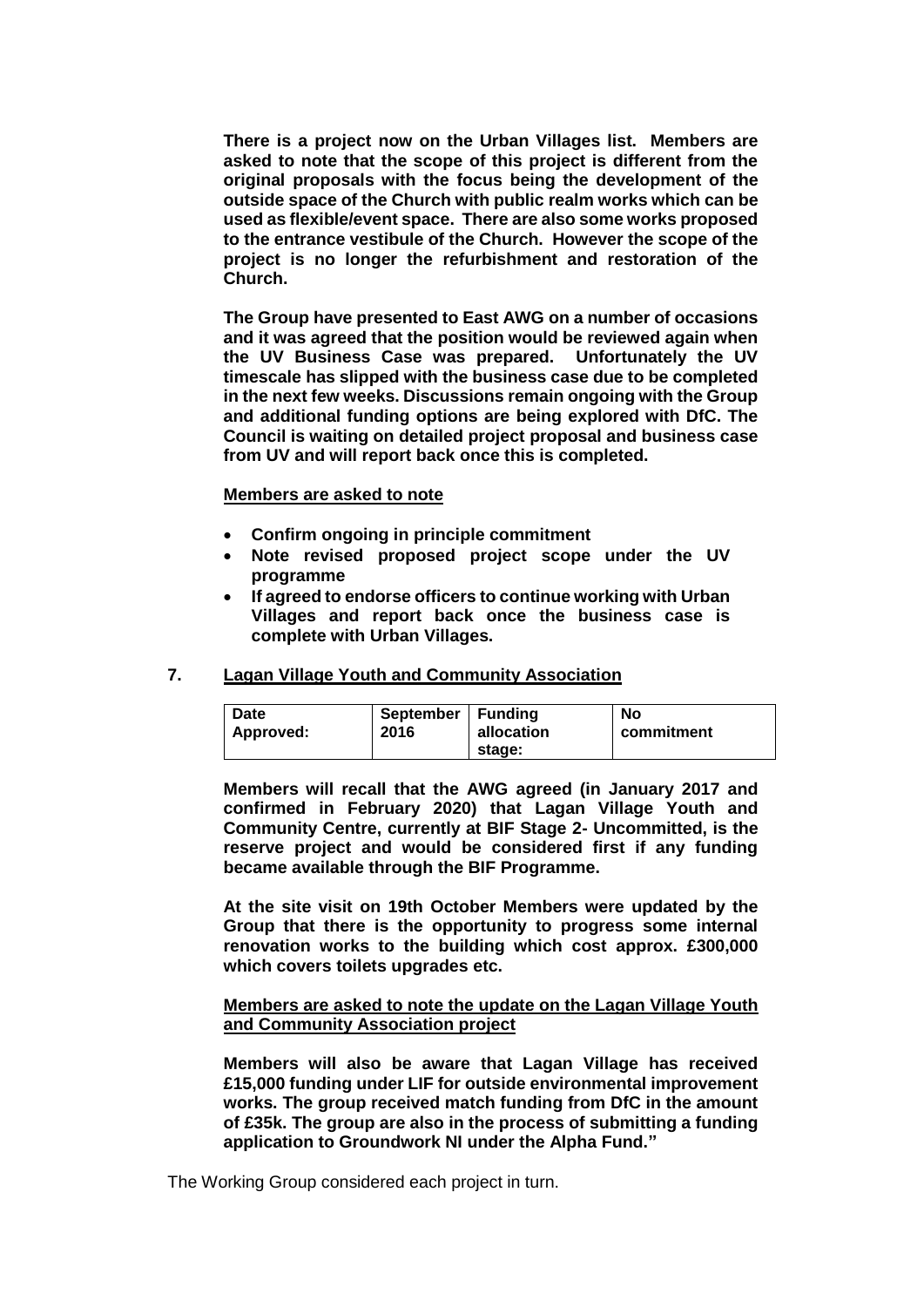**There is a project now on the Urban Villages list. Members are asked to note that the scope of this project is different from the original proposals with the focus being the development of the outside space of the Church with public realm works which can be used as flexible/event space. There are also some works proposed to the entrance vestibule of the Church. However the scope of the project is no longer the refurbishment and restoration of the Church.**

**The Group have presented to East AWG on a number of occasions and it was agreed that the position would be reviewed again when the UV Business Case was prepared. Unfortunately the UV timescale has slipped with the business case due to be completed in the next few weeks. Discussions remain ongoing with the Group and additional funding options are being explored with DfC. The Council is waiting on detailed project proposal and business case from UV and will report back once this is completed.**

**<u>Members are asked to note</u>**

- **Confirm ongoing in principle commitment**
- **Note revised proposed project scope under the UV programme**
- **If agreed to endorse officers to continue working with Urban Villages and report back once the business case is complete with Urban Villages.**

## 7. <u>Lagan Village Youth and Community Association</u>

| Date Approved: | September 2016 | Funding allocation stage: | No commitment |
|---|---|---|---|

**Members will recall that the AWG agreed (in January 2017 and confirmed in February 2020) that Lagan Village Youth and Community Centre, currently at BIF Stage 2- Uncommitted, is the reserve project and would be considered first if any funding became available through the BIF Programme.**

**At the site visit on 19th October Members were updated by the Group that there is the opportunity to progress some internal renovation works to the building which cost approx. £300,000 which covers toilets upgrades etc.**

**<u>Members are asked to note the update on the Lagan Village Youth and Community Association project</u>**

**Members will also be aware that Lagan Village has received £15,000 funding under LIF for outside environmental improvement works. The group received match funding from DfC in the amount of £35k. The group are also in the process of submitting a funding application to Groundwork NI under the Alpha Fund."**

The Working Group considered each project in turn.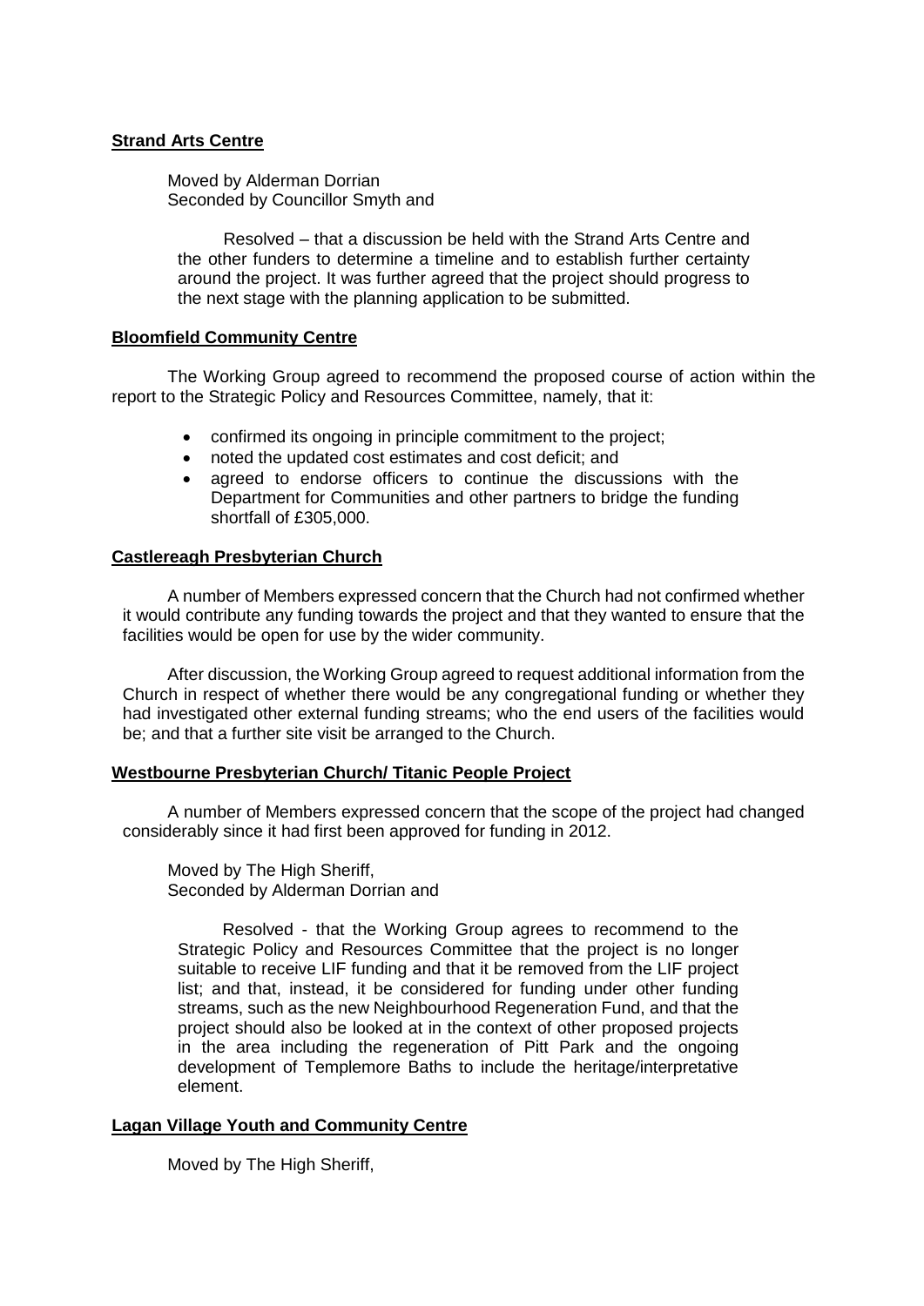**Strand Arts Centre**

Moved by Alderman Dorrian
Seconded by Councillor Smyth and

> Resolved – that a discussion be held with the Strand Arts Centre and the other funders to determine a timeline and to establish further certainty around the project. It was further agreed that the project should progress to the next stage with the planning application to be submitted.

**Bloomfield Community Centre**

The Working Group agreed to recommend the proposed course of action within the report to the Strategic Policy and Resources Committee, namely, that it:

- confirmed its ongoing in principle commitment to the project;
- noted the updated cost estimates and cost deficit; and
- agreed to endorse officers to continue the discussions with the Department for Communities and other partners to bridge the funding shortfall of £305,000.

**Castlereagh Presbyterian Church**

A number of Members expressed concern that the Church had not confirmed whether it would contribute any funding towards the project and that they wanted to ensure that the facilities would be open for use by the wider community.

After discussion, the Working Group agreed to request additional information from the Church in respect of whether there would be any congregational funding or whether they had investigated other external funding streams; who the end users of the facilities would be; and that a further site visit be arranged to the Church.

**Westbourne Presbyterian Church/ Titanic People Project**

A number of Members expressed concern that the scope of the project had changed considerably since it had first been approved for funding in 2012.

Moved by The High Sheriff,
Seconded by Alderman Dorrian and

> Resolved - that the Working Group agrees to recommend to the Strategic Policy and Resources Committee that the project is no longer suitable to receive LIF funding and that it be removed from the LIF project list; and that, instead, it be considered for funding under other funding streams, such as the new Neighbourhood Regeneration Fund, and that the project should also be looked at in the context of other proposed projects in the area including the regeneration of Pitt Park and the ongoing development of Templemore Baths to include the heritage/interpretative element.

**Lagan Village Youth and Community Centre**

Moved by The High Sheriff,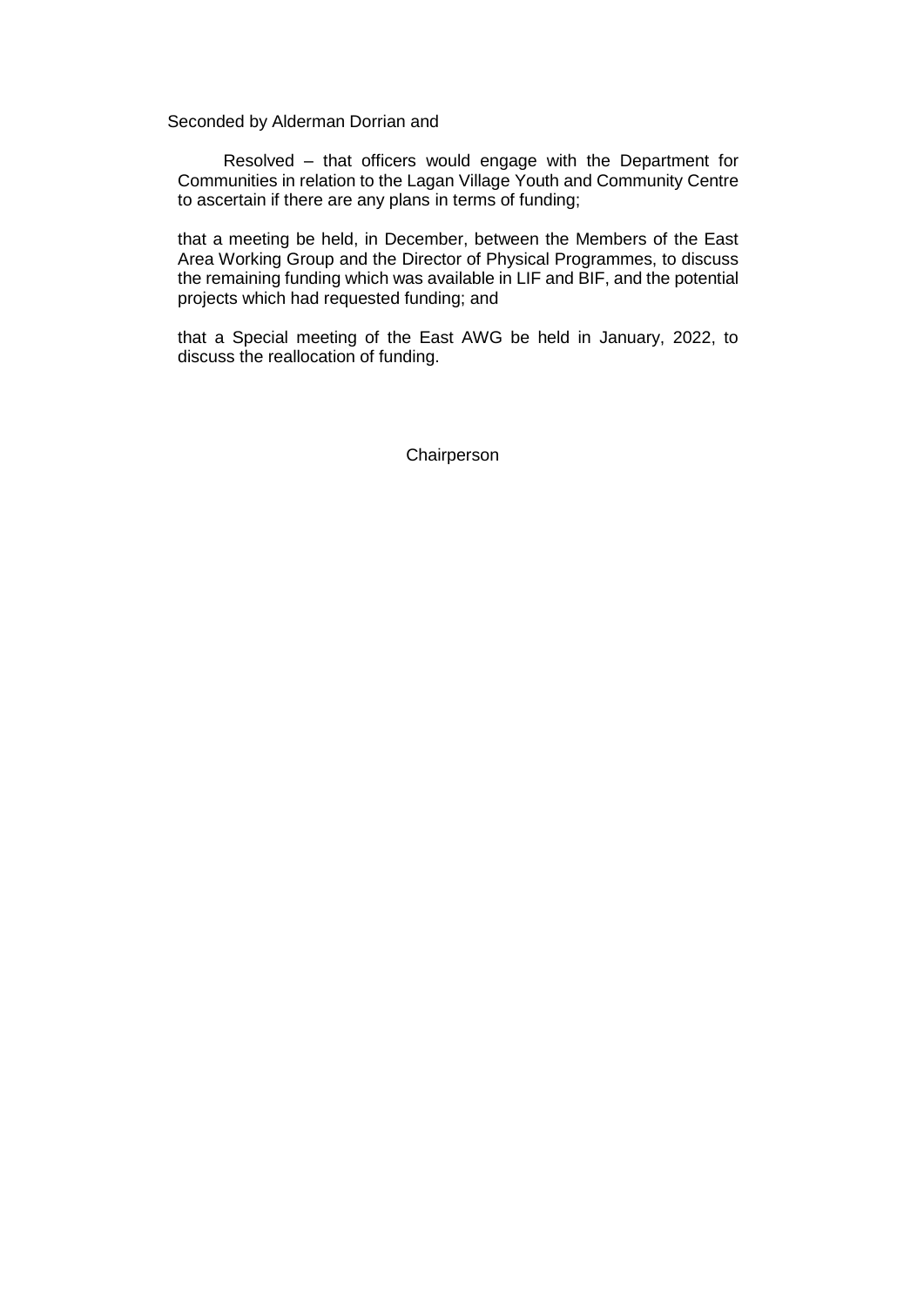Seconded by Alderman Dorrian and

Resolved – that officers would engage with the Department for Communities in relation to the Lagan Village Youth and Community Centre to ascertain if there are any plans in terms of funding;

that a meeting be held, in December, between the Members of the East Area Working Group and the Director of Physical Programmes, to discuss the remaining funding which was available in LIF and BIF, and the potential projects which had requested funding; and

that a Special meeting of the East AWG be held in January, 2022, to discuss the reallocation of funding.

Chairperson